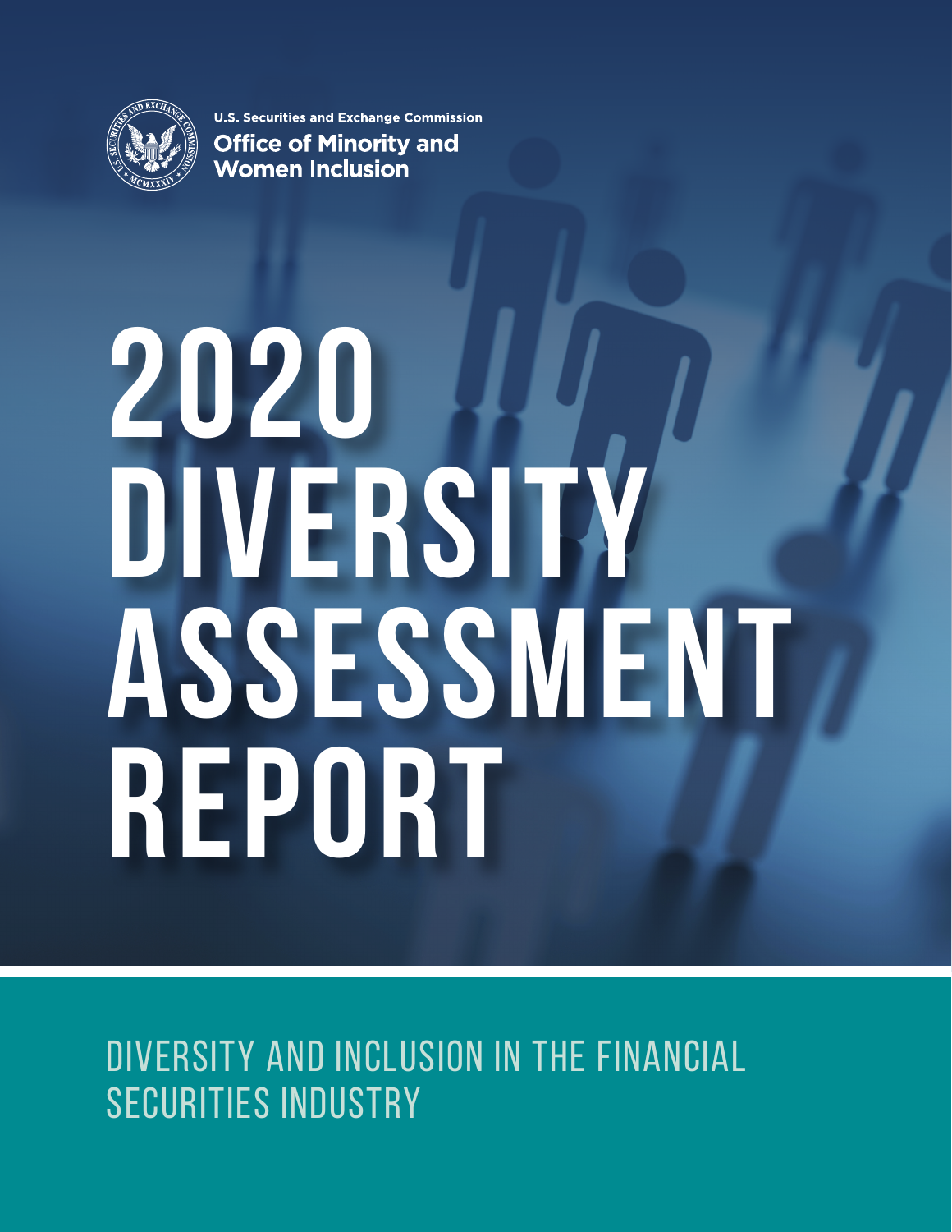U.S. Securities and Exchange Commission

**Office of Minority and Women Inclusion**

# 2020 DIVERSITY ASSESSMENT REPORT

## DIVERSITY AND INCLUSION IN THE FINANCIAL SECURITIES INDUSTRY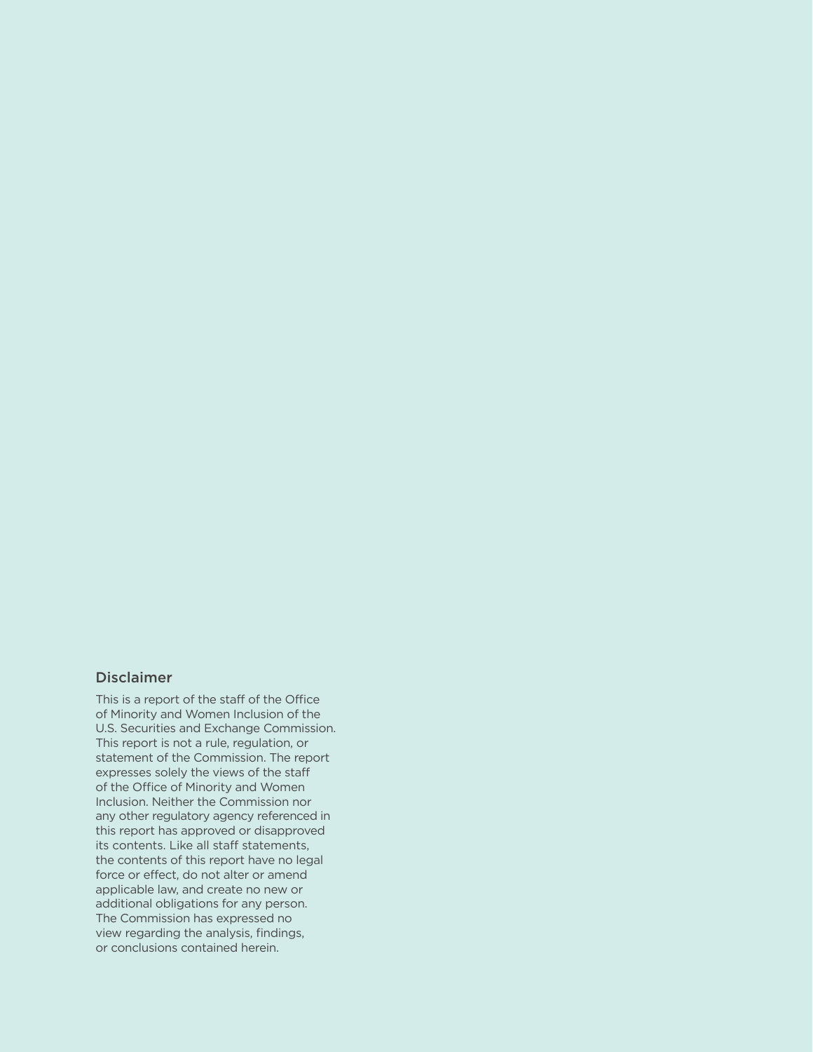## Disclaimer

This is a report of the staff of the Office of Minority and Women Inclusion of the U.S. Securities and Exchange Commission. This report is not a rule, regulation, or statement of the Commission. The report expresses solely the views of the staff of the Office of Minority and Women Inclusion. Neither the Commission nor any other regulatory agency referenced in this report has approved or disapproved its contents. Like all staff statements, the contents of this report have no legal force or effect, do not alter or amend applicable law, and create no new or additional obligations for any person. The Commission has expressed no view regarding the analysis, findings, or conclusions contained herein.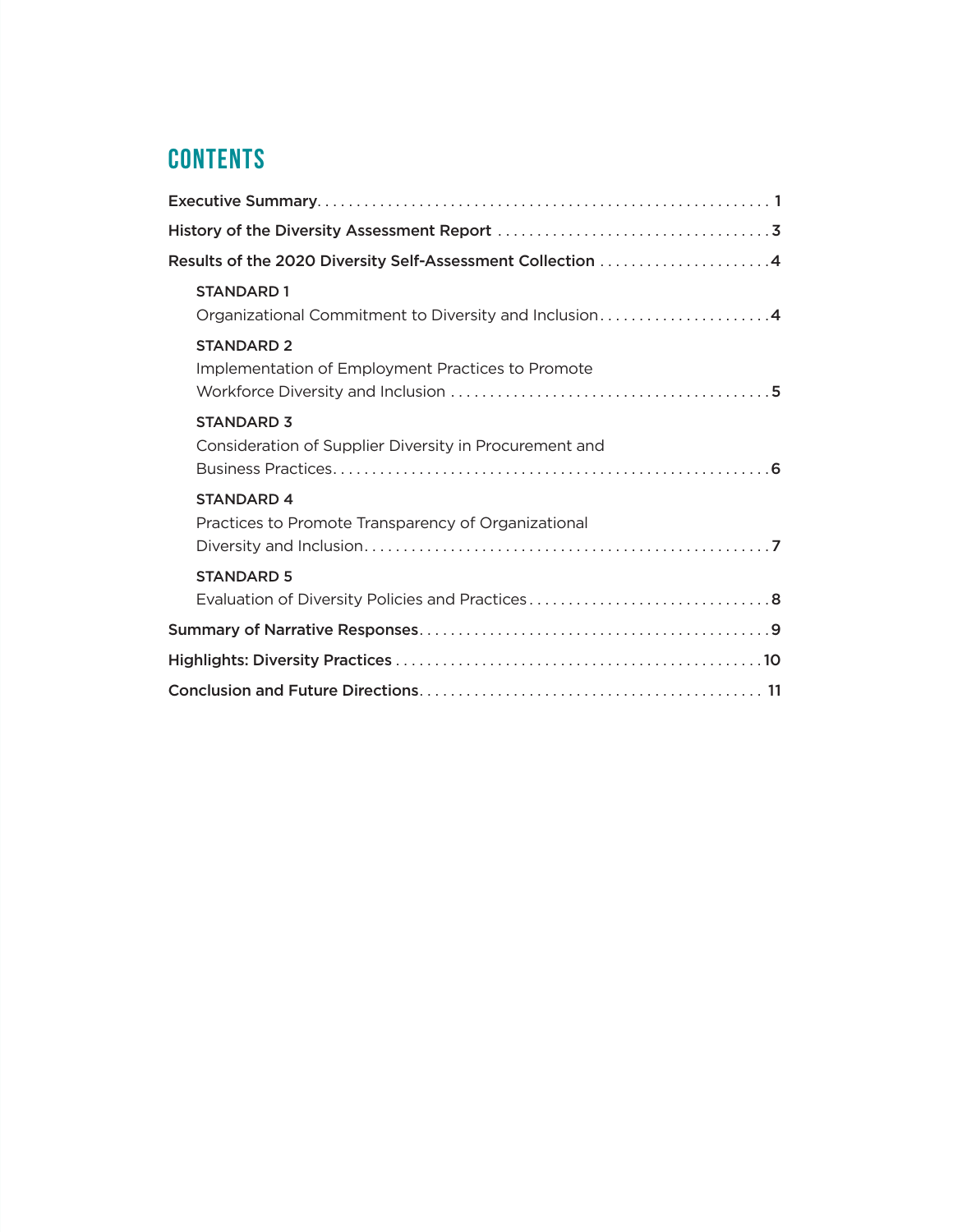# CONTENTS

**Executive Summary** ... 1

**History of the Diversity Assessment Report** ... 3

**Results of the 2020 Diversity Self-Assessment Collection** ... 4

- **STANDARD 1**
  Organizational Commitment to Diversity and Inclusion ... 4
- **STANDARD 2**
  Implementation of Employment Practices to Promote Workforce Diversity and Inclusion ... 5
- **STANDARD 3**
  Consideration of Supplier Diversity in Procurement and Business Practices ... 6
- **STANDARD 4**
  Practices to Promote Transparency of Organizational Diversity and Inclusion ... 7
- **STANDARD 5**
  Evaluation of Diversity Policies and Practices ... 8

**Summary of Narrative Responses** ... 9

**Highlights: Diversity Practices** ... 10

**Conclusion and Future Directions** ... 11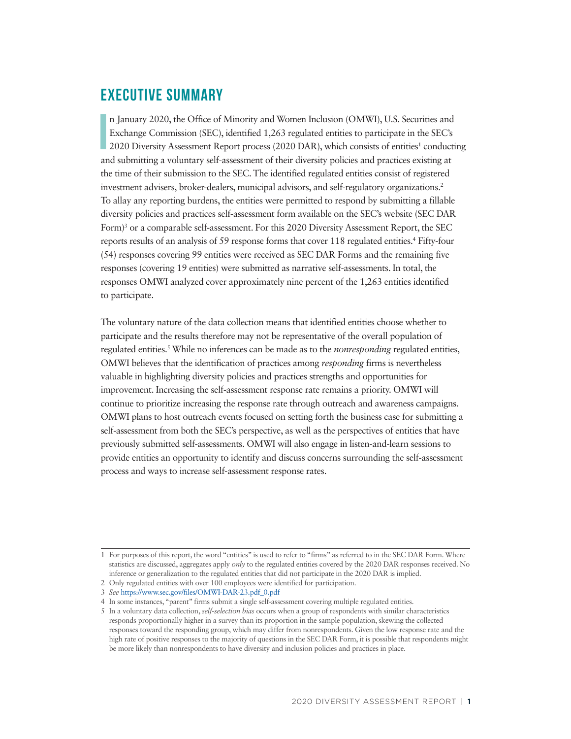## EXECUTIVE SUMMARY

In January 2020, the Office of Minority and Women Inclusion (OMWI), U.S. Securities and Exchange Commission (SEC), identified 1,263 regulated entities to participate in the SEC's 2020 Diversity Assessment Report process (2020 DAR), which consists of entities[1] conducting and submitting a voluntary self-assessment of their diversity policies and practices existing at the time of their submission to the SEC. The identified regulated entities consist of registered investment advisers, broker-dealers, municipal advisors, and self-regulatory organizations.[2] To allay any reporting burdens, the entities were permitted to respond by submitting a fillable diversity policies and practices self-assessment form available on the SEC's website (SEC DAR Form)[3] or a comparable self-assessment. For this 2020 Diversity Assessment Report, the SEC reports results of an analysis of 59 response forms that cover 118 regulated entities.[4] Fifty-four (54) responses covering 99 entities were received as SEC DAR Forms and the remaining five responses (covering 19 entities) were submitted as narrative self-assessments. In total, the responses OMWI analyzed cover approximately nine percent of the 1,263 entities identified to participate.

The voluntary nature of the data collection means that identified entities choose whether to participate and the results therefore may not be representative of the overall population of regulated entities.[5] While no inferences can be made as to the *nonresponding* regulated entities, OMWI believes that the identification of practices among *responding* firms is nevertheless valuable in highlighting diversity policies and practices strengths and opportunities for improvement. Increasing the self-assessment response rate remains a priority. OMWI will continue to prioritize increasing the response rate through outreach and awareness campaigns. OMWI plans to host outreach events focused on setting forth the business case for submitting a self-assessment from both the SEC's perspective, as well as the perspectives of entities that have previously submitted self-assessments. OMWI will also engage in listen-and-learn sessions to provide entities an opportunity to identify and discuss concerns surrounding the self-assessment process and ways to increase self-assessment response rates.

---

1 For purposes of this report, the word "entities" is used to refer to "firms" as referred to in the SEC DAR Form. Where statistics are discussed, aggregates apply *only* to the regulated entities covered by the 2020 DAR responses received. No inference or generalization to the regulated entities that did not participate in the 2020 DAR is implied.

2 Only regulated entities with over 100 employees were identified for participation.

3 *See* https://www.sec.gov/files/OMWI-DAR-23.pdf_0.pdf

4 In some instances, "parent" firms submit a single self-assessment covering multiple regulated entities.

5 In a voluntary data collection, *self-selection bias* occurs when a group of respondents with similar characteristics responds proportionally higher in a survey than its proportion in the sample population, skewing the collected responses toward the responding group, which may differ from nonrespondents. Given the low response rate and the high rate of positive responses to the majority of questions in the SEC DAR Form, it is possible that respondents might be more likely than nonrespondents to have diversity and inclusion policies and practices in place.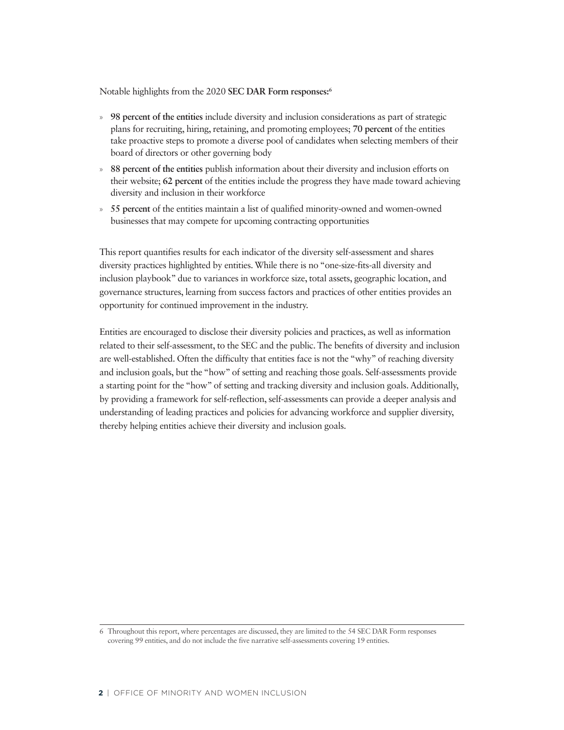Notable highlights from the 2020 **SEC DAR Form responses:**[6]

- **98 percent of the entities** include diversity and inclusion considerations as part of strategic plans for recruiting, hiring, retaining, and promoting employees; **70 percent** of the entities take proactive steps to promote a diverse pool of candidates when selecting members of their board of directors or other governing body
- **88 percent of the entities** publish information about their diversity and inclusion efforts on their website; **62 percent** of the entities include the progress they have made toward achieving diversity and inclusion in their workforce
- **55 percent** of the entities maintain a list of qualified minority-owned and women-owned businesses that may compete for upcoming contracting opportunities

This report quantifies results for each indicator of the diversity self-assessment and shares diversity practices highlighted by entities. While there is no "one-size-fits-all diversity and inclusion playbook" due to variances in workforce size, total assets, geographic location, and governance structures, learning from success factors and practices of other entities provides an opportunity for continued improvement in the industry.

Entities are encouraged to disclose their diversity policies and practices, as well as information related to their self-assessment, to the SEC and the public. The benefits of diversity and inclusion are well-established. Often the difficulty that entities face is not the "why" of reaching diversity and inclusion goals, but the "how" of setting and reaching those goals. Self-assessments provide a starting point for the "how" of setting and tracking diversity and inclusion goals. Additionally, by providing a framework for self-reflection, self-assessments can provide a deeper analysis and understanding of leading practices and policies for advancing workforce and supplier diversity, thereby helping entities achieve their diversity and inclusion goals.

---

6 Throughout this report, where percentages are discussed, they are limited to the 54 SEC DAR Form responses covering 99 entities, and do not include the five narrative self-assessments covering 19 entities.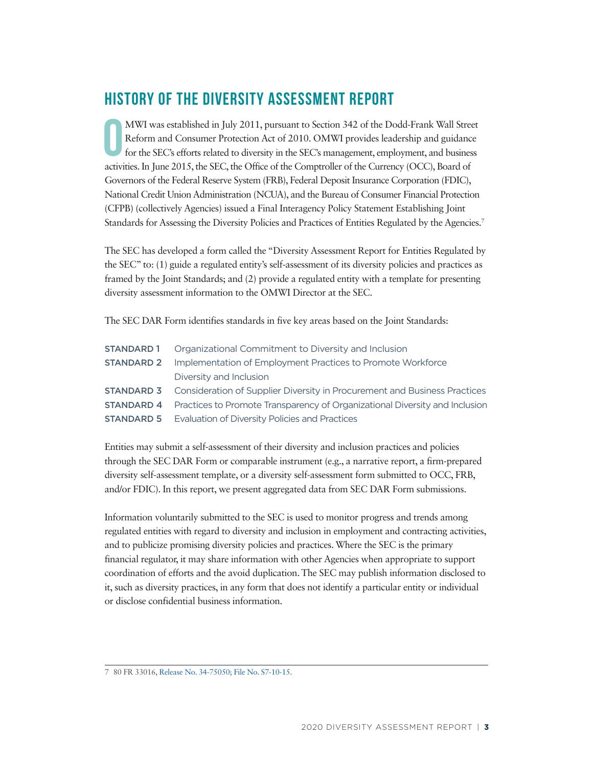## HISTORY OF THE DIVERSITY ASSESSMENT REPORT

OMWI was established in July 2011, pursuant to Section 342 of the Dodd-Frank Wall Street Reform and Consumer Protection Act of 2010. OMWI provides leadership and guidance for the SEC's efforts related to diversity in the SEC's management, employment, and business activities. In June 2015, the SEC, the Office of the Comptroller of the Currency (OCC), Board of Governors of the Federal Reserve System (FRB), Federal Deposit Insurance Corporation (FDIC), National Credit Union Administration (NCUA), and the Bureau of Consumer Financial Protection (CFPB) (collectively Agencies) issued a Final Interagency Policy Statement Establishing Joint Standards for Assessing the Diversity Policies and Practices of Entities Regulated by the Agencies.[7]

The SEC has developed a form called the "Diversity Assessment Report for Entities Regulated by the SEC" to: (1) guide a regulated entity's self-assessment of its diversity policies and practices as framed by the Joint Standards; and (2) provide a regulated entity with a template for presenting diversity assessment information to the OMWI Director at the SEC.

The SEC DAR Form identifies standards in five key areas based on the Joint Standards:

**STANDARD 1** Organizational Commitment to Diversity and Inclusion

**STANDARD 2** Implementation of Employment Practices to Promote Workforce Diversity and Inclusion

**STANDARD 3** Consideration of Supplier Diversity in Procurement and Business Practices

**STANDARD 4** Practices to Promote Transparency of Organizational Diversity and Inclusion

**STANDARD 5** Evaluation of Diversity Policies and Practices

Entities may submit a self-assessment of their diversity and inclusion practices and policies through the SEC DAR Form or comparable instrument (e.g., a narrative report, a firm-prepared diversity self-assessment template, or a diversity self-assessment form submitted to OCC, FRB, and/or FDIC). In this report, we present aggregated data from SEC DAR Form submissions.

Information voluntarily submitted to the SEC is used to monitor progress and trends among regulated entities with regard to diversity and inclusion in employment and contracting activities, and to publicize promising diversity policies and practices. Where the SEC is the primary financial regulator, it may share information with other Agencies when appropriate to support coordination of efforts and the avoid duplication. The SEC may publish information disclosed to it, such as diversity practices, in any form that does not identify a particular entity or individual or disclose confidential business information.

---

7 80 FR 33016, Release No. 34-75050; File No. S7-10-15.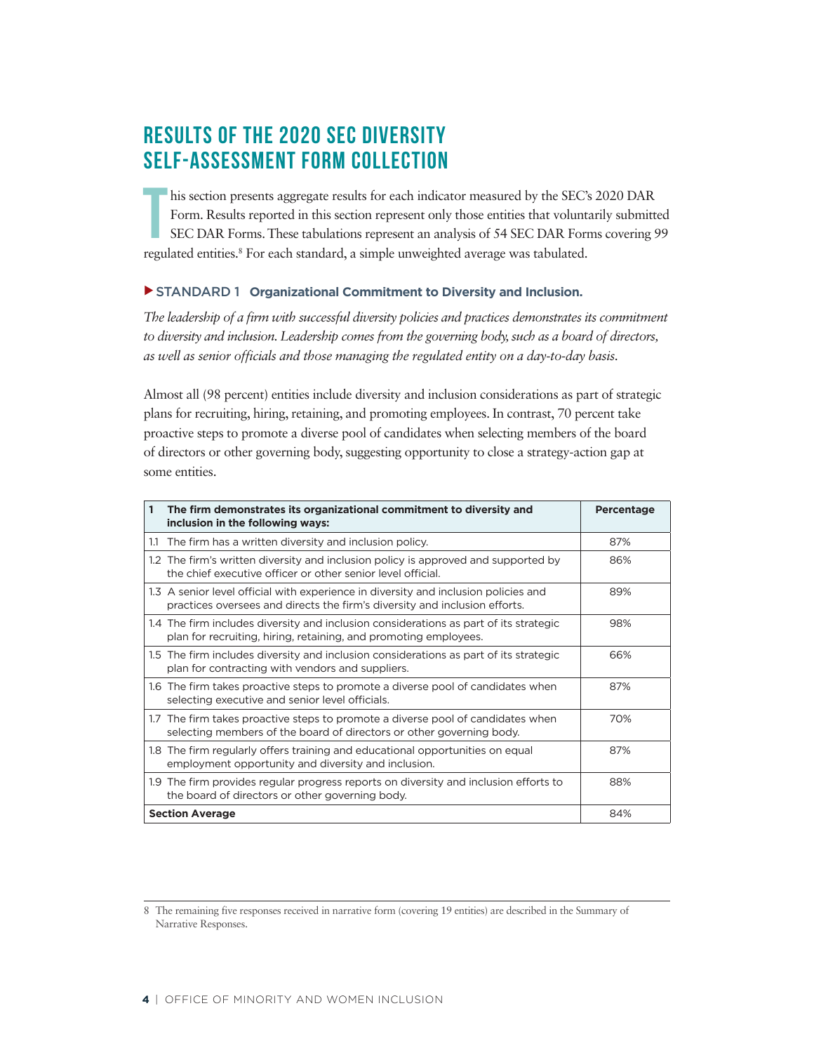# RESULTS OF THE 2020 SEC DIVERSITY SELF-ASSESSMENT FORM COLLECTION

This section presents aggregate results for each indicator measured by the SEC's 2020 DAR Form. Results reported in this section represent only those entities that voluntarily submitted SEC DAR Forms. These tabulations represent an analysis of 54 SEC DAR Forms covering 99 regulated entities.[8] For each standard, a simple unweighted average was tabulated.

### ▶ STANDARD 1 **Organizational Commitment to Diversity and Inclusion.**

*The leadership of a firm with successful diversity policies and practices demonstrates its commitment to diversity and inclusion. Leadership comes from the governing body, such as a board of directors, as well as senior officials and those managing the regulated entity on a day-to-day basis.*

Almost all (98 percent) entities include diversity and inclusion considerations as part of strategic plans for recruiting, hiring, retaining, and promoting employees. In contrast, 70 percent take proactive steps to promote a diverse pool of candidates when selecting members of the board of directors or other governing body, suggesting opportunity to close a strategy-action gap at some entities.

| 1 The firm demonstrates its organizational commitment to diversity and inclusion in the following ways: | Percentage |
|---|---|
| 1.1 The firm has a written diversity and inclusion policy. | 87% |
| 1.2 The firm's written diversity and inclusion policy is approved and supported by the chief executive officer or other senior level official. | 86% |
| 1.3 A senior level official with experience in diversity and inclusion policies and practices oversees and directs the firm's diversity and inclusion efforts. | 89% |
| 1.4 The firm includes diversity and inclusion considerations as part of its strategic plan for recruiting, hiring, retaining, and promoting employees. | 98% |
| 1.5 The firm includes diversity and inclusion considerations as part of its strategic plan for contracting with vendors and suppliers. | 66% |
| 1.6 The firm takes proactive steps to promote a diverse pool of candidates when selecting executive and senior level officials. | 87% |
| 1.7 The firm takes proactive steps to promote a diverse pool of candidates when selecting members of the board of directors or other governing body. | 70% |
| 1.8 The firm regularly offers training and educational opportunities on equal employment opportunity and diversity and inclusion. | 87% |
| 1.9 The firm provides regular progress reports on diversity and inclusion efforts to the board of directors or other governing body. | 88% |
| **Section Average** | 84% |

8 The remaining five responses received in narrative form (covering 19 entities) are described in the Summary of Narrative Responses.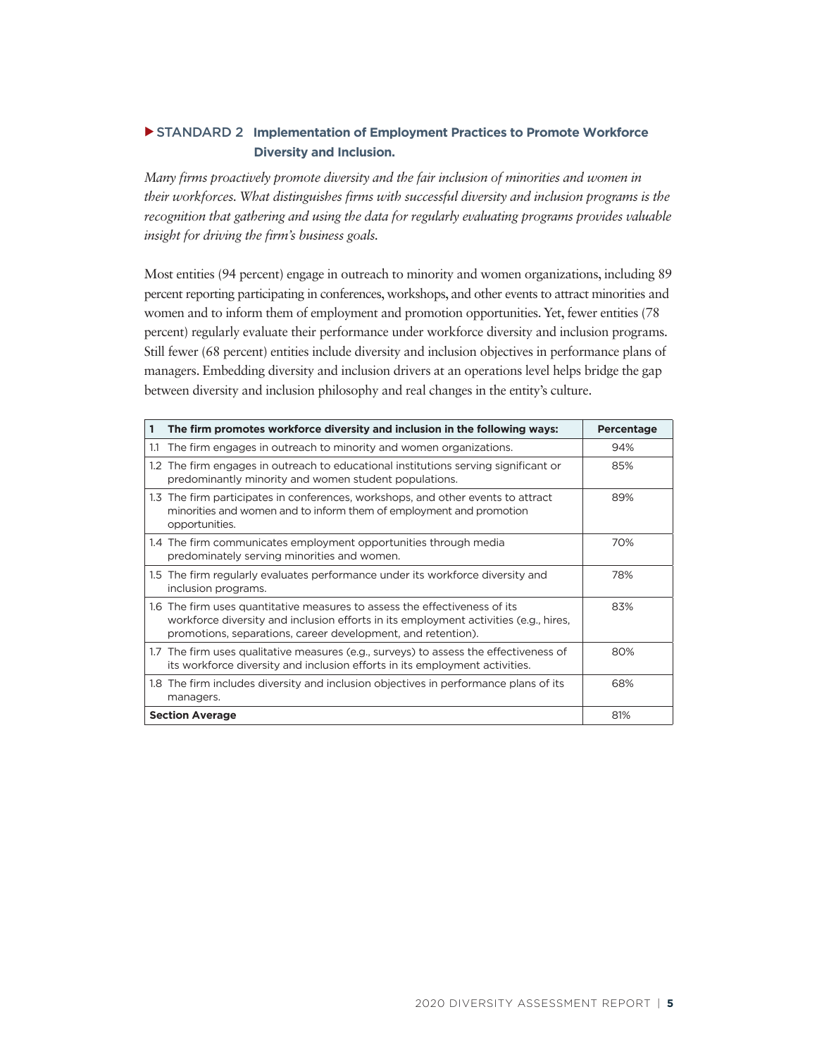### ▶ STANDARD 2 **Implementation of Employment Practices to Promote Workforce Diversity and Inclusion.**

*Many firms proactively promote diversity and the fair inclusion of minorities and women in their workforces. What distinguishes firms with successful diversity and inclusion programs is the recognition that gathering and using the data for regularly evaluating programs provides valuable insight for driving the firm's business goals.*

Most entities (94 percent) engage in outreach to minority and women organizations, including 89 percent reporting participating in conferences, workshops, and other events to attract minorities and women and to inform them of employment and promotion opportunities. Yet, fewer entities (78 percent) regularly evaluate their performance under workforce diversity and inclusion programs. Still fewer (68 percent) entities include diversity and inclusion objectives in performance plans of managers. Embedding diversity and inclusion drivers at an operations level helps bridge the gap between diversity and inclusion philosophy and real changes in the entity's culture.

| **1 The firm promotes workforce diversity and inclusion in the following ways:** | **Percentage** |
|---|---|
| 1.1 The firm engages in outreach to minority and women organizations. | 94% |
| 1.2 The firm engages in outreach to educational institutions serving significant or predominantly minority and women student populations. | 85% |
| 1.3 The firm participates in conferences, workshops, and other events to attract minorities and women and to inform them of employment and promotion opportunities. | 89% |
| 1.4 The firm communicates employment opportunities through media predominately serving minorities and women. | 70% |
| 1.5 The firm regularly evaluates performance under its workforce diversity and inclusion programs. | 78% |
| 1.6 The firm uses quantitative measures to assess the effectiveness of its workforce diversity and inclusion efforts in its employment activities (e.g., hires, promotions, separations, career development, and retention). | 83% |
| 1.7 The firm uses qualitative measures (e.g., surveys) to assess the effectiveness of its workforce diversity and inclusion efforts in its employment activities. | 80% |
| 1.8 The firm includes diversity and inclusion objectives in performance plans of its managers. | 68% |
| **Section Average** | 81% |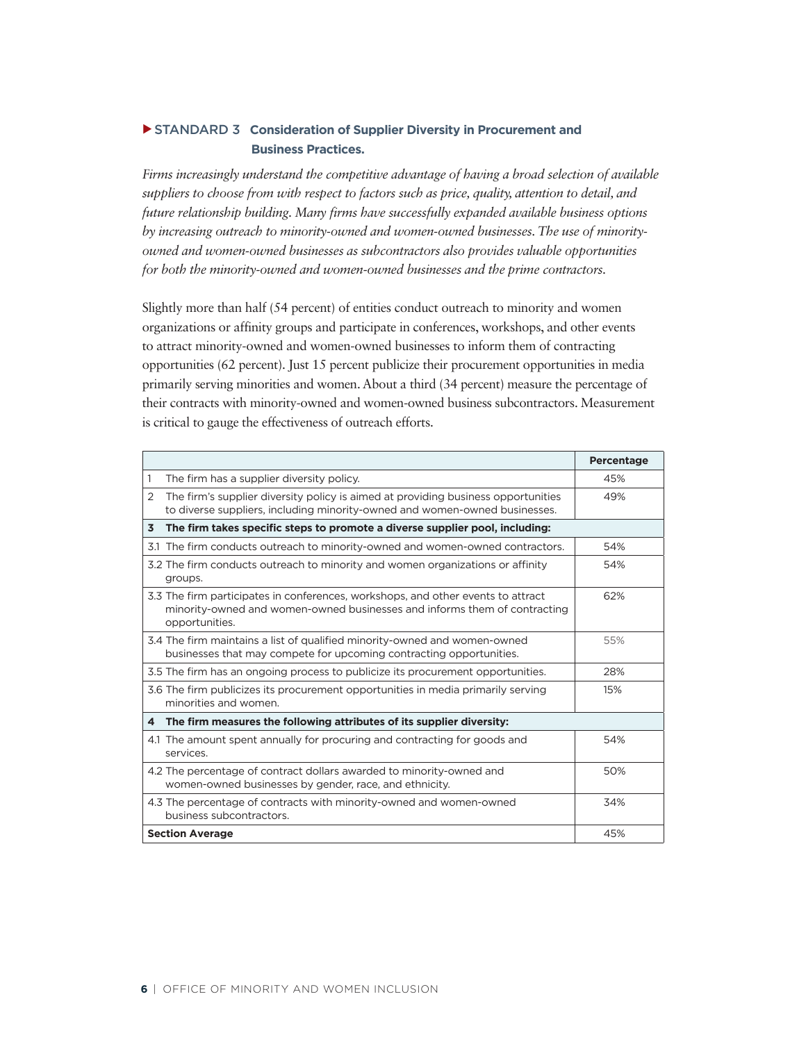### ▶ STANDARD 3 Consideration of Supplier Diversity in Procurement and Business Practices.

*Firms increasingly understand the competitive advantage of having a broad selection of available suppliers to choose from with respect to factors such as price, quality, attention to detail, and future relationship building. Many firms have successfully expanded available business options by increasing outreach to minority-owned and women-owned businesses. The use of minority-owned and women-owned businesses as subcontractors also provides valuable opportunities for both the minority-owned and women-owned businesses and the prime contractors.*

Slightly more than half (54 percent) of entities conduct outreach to minority and women organizations or affinity groups and participate in conferences, workshops, and other events to attract minority-owned and women-owned businesses to inform them of contracting opportunities (62 percent). Just 15 percent publicize their procurement opportunities in media primarily serving minorities and women. About a third (34 percent) measure the percentage of their contracts with minority-owned and women-owned business subcontractors. Measurement is critical to gauge the effectiveness of outreach efforts.

| | Percentage |
|---|---|
| 1 The firm has a supplier diversity policy. | 45% |
| 2 The firm's supplier diversity policy is aimed at providing business opportunities to diverse suppliers, including minority-owned and women-owned businesses. | 49% |
| **3 The firm takes specific steps to promote a diverse supplier pool, including:** | |
| 3.1 The firm conducts outreach to minority-owned and women-owned contractors. | 54% |
| 3.2 The firm conducts outreach to minority and women organizations or affinity groups. | 54% |
| 3.3 The firm participates in conferences, workshops, and other events to attract minority-owned and women-owned businesses and informs them of contracting opportunities. | 62% |
| 3.4 The firm maintains a list of qualified minority-owned and women-owned businesses that may compete for upcoming contracting opportunities. | 55% |
| 3.5 The firm has an ongoing process to publicize its procurement opportunities. | 28% |
| 3.6 The firm publicizes its procurement opportunities in media primarily serving minorities and women. | 15% |
| **4 The firm measures the following attributes of its supplier diversity:** | |
| 4.1 The amount spent annually for procuring and contracting for goods and services. | 54% |
| 4.2 The percentage of contract dollars awarded to minority-owned and women-owned businesses by gender, race, and ethnicity. | 50% |
| 4.3 The percentage of contracts with minority-owned and women-owned business subcontractors. | 34% |
| **Section Average** | 45% |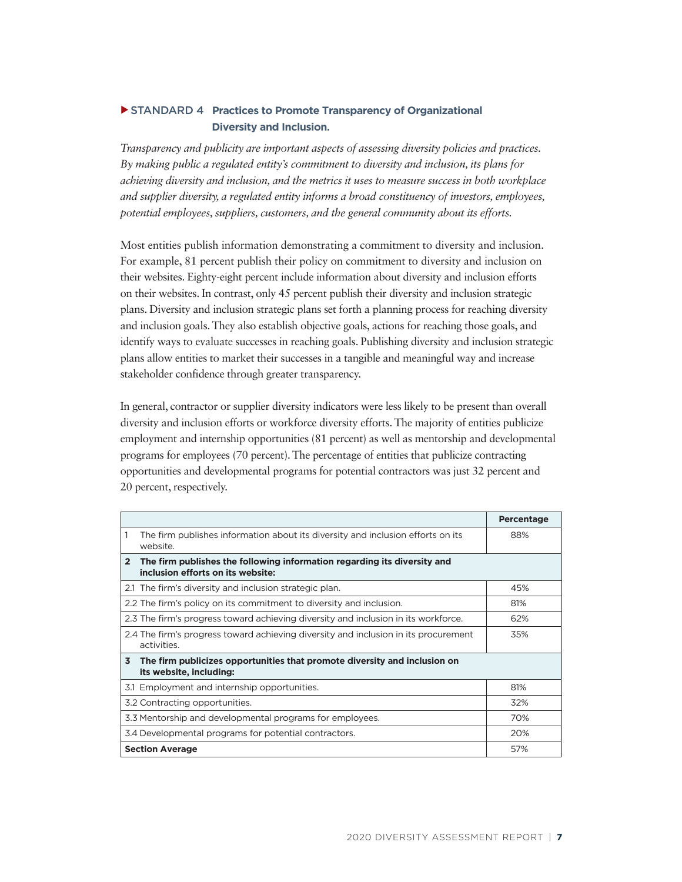## ▶ STANDARD 4 Practices to Promote Transparency of Organizational Diversity and Inclusion.

*Transparency and publicity are important aspects of assessing diversity policies and practices. By making public a regulated entity's commitment to diversity and inclusion, its plans for achieving diversity and inclusion, and the metrics it uses to measure success in both workplace and supplier diversity, a regulated entity informs a broad constituency of investors, employees, potential employees, suppliers, customers, and the general community about its efforts.*

Most entities publish information demonstrating a commitment to diversity and inclusion. For example, 81 percent publish their policy on commitment to diversity and inclusion on their websites. Eighty-eight percent include information about diversity and inclusion efforts on their websites. In contrast, only 45 percent publish their diversity and inclusion strategic plans. Diversity and inclusion strategic plans set forth a planning process for reaching diversity and inclusion goals. They also establish objective goals, actions for reaching those goals, and identify ways to evaluate successes in reaching goals. Publishing diversity and inclusion strategic plans allow entities to market their successes in a tangible and meaningful way and increase stakeholder confidence through greater transparency.

In general, contractor or supplier diversity indicators were less likely to be present than overall diversity and inclusion efforts or workforce diversity efforts. The majority of entities publicize employment and internship opportunities (81 percent) as well as mentorship and developmental programs for employees (70 percent). The percentage of entities that publicize contracting opportunities and developmental programs for potential contractors was just 32 percent and 20 percent, respectively.

| | Percentage |
|---|---|
| 1 The firm publishes information about its diversity and inclusion efforts on its website. | 88% |
| **2 The firm publishes the following information regarding its diversity and inclusion efforts on its website:** | |
| 2.1 The firm's diversity and inclusion strategic plan. | 45% |
| 2.2 The firm's policy on its commitment to diversity and inclusion. | 81% |
| 2.3 The firm's progress toward achieving diversity and inclusion in its workforce. | 62% |
| 2.4 The firm's progress toward achieving diversity and inclusion in its procurement activities. | 35% |
| **3 The firm publicizes opportunities that promote diversity and inclusion on its website, including:** | |
| 3.1 Employment and internship opportunities. | 81% |
| 3.2 Contracting opportunities. | 32% |
| 3.3 Mentorship and developmental programs for employees. | 70% |
| 3.4 Developmental programs for potential contractors. | 20% |
| **Section Average** | 57% |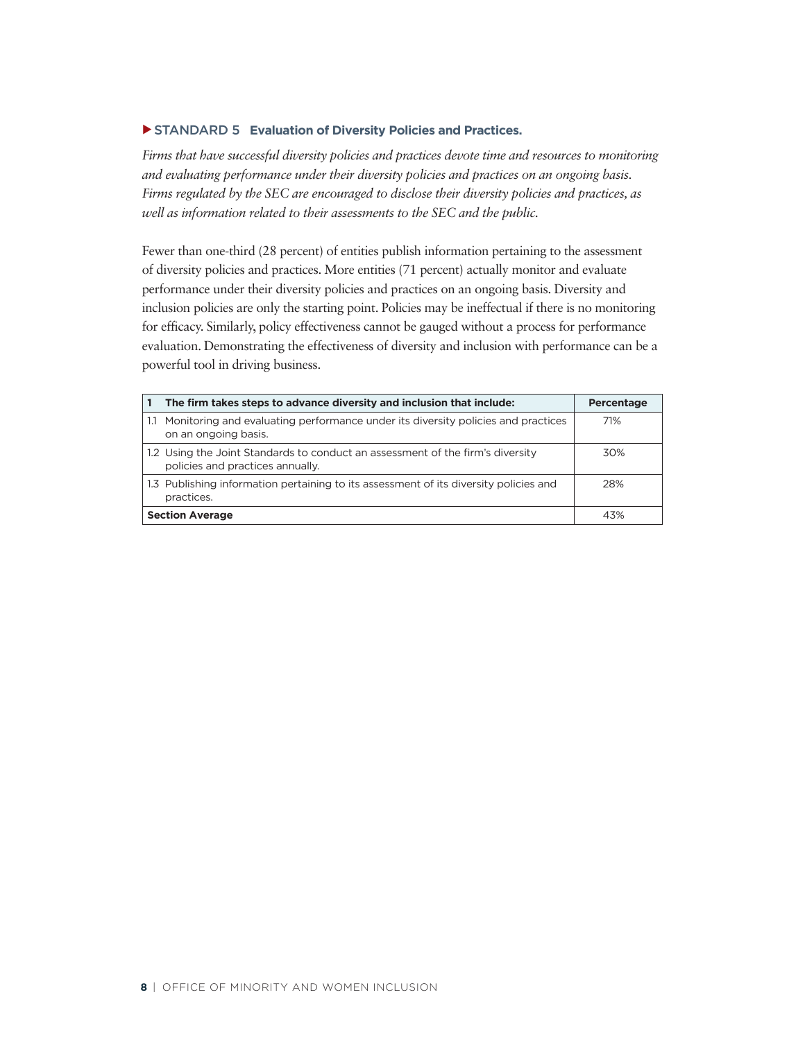### ▶ STANDARD 5 **Evaluation of Diversity Policies and Practices.**

*Firms that have successful diversity policies and practices devote time and resources to monitoring and evaluating performance under their diversity policies and practices on an ongoing basis. Firms regulated by the SEC are encouraged to disclose their diversity policies and practices, as well as information related to their assessments to the SEC and the public.*

Fewer than one-third (28 percent) of entities publish information pertaining to the assessment of diversity policies and practices. More entities (71 percent) actually monitor and evaluate performance under their diversity policies and practices on an ongoing basis. Diversity and inclusion policies are only the starting point. Policies may be ineffectual if there is no monitoring for efficacy. Similarly, policy effectiveness cannot be gauged without a process for performance evaluation. Demonstrating the effectiveness of diversity and inclusion with performance can be a powerful tool in driving business.

| **1 The firm takes steps to advance diversity and inclusion that include:** | **Percentage** |
|---|---|
| 1.1 Monitoring and evaluating performance under its diversity policies and practices on an ongoing basis. | 71% |
| 1.2 Using the Joint Standards to conduct an assessment of the firm's diversity policies and practices annually. | 30% |
| 1.3 Publishing information pertaining to its assessment of its diversity policies and practices. | 28% |
| **Section Average** | 43% |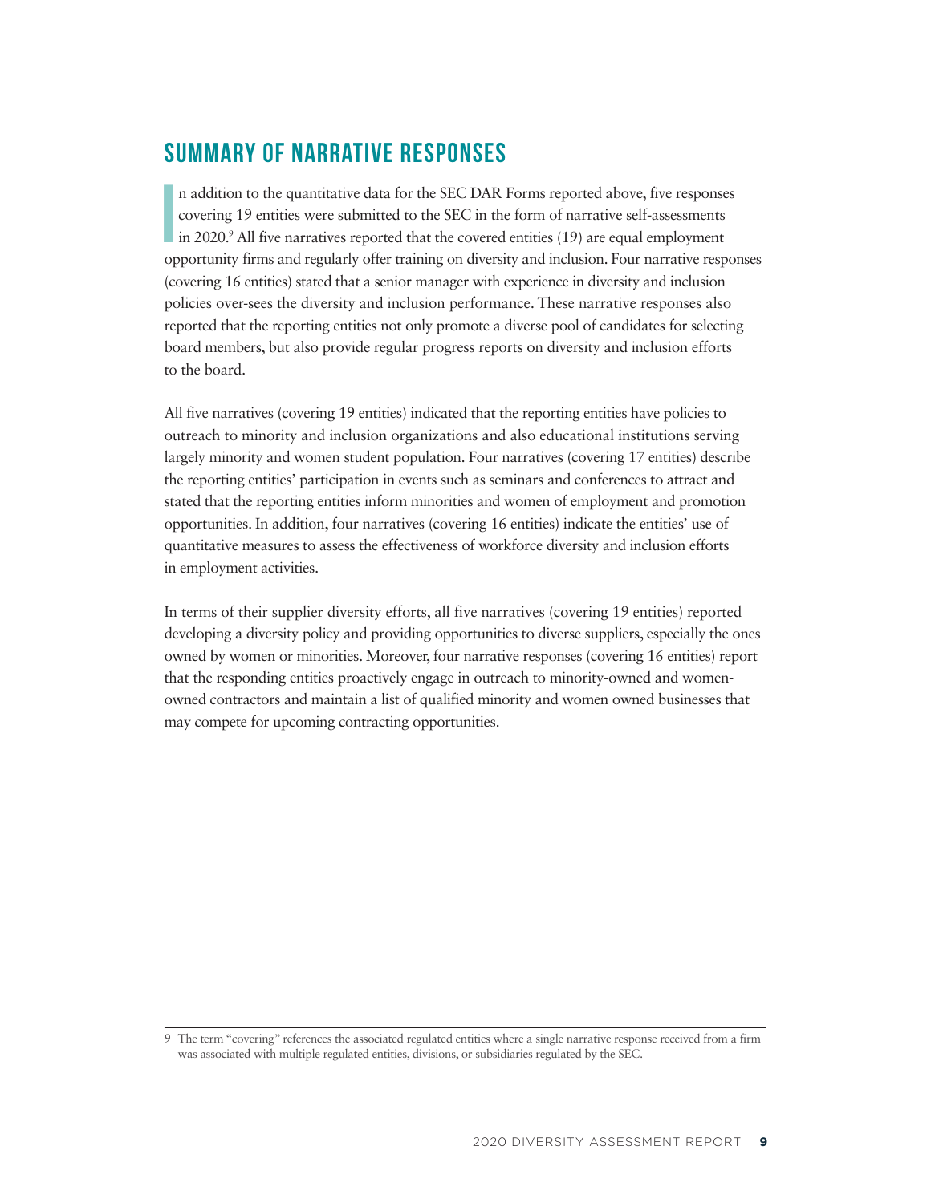## SUMMARY OF NARRATIVE RESPONSES

In addition to the quantitative data for the SEC DAR Forms reported above, five responses covering 19 entities were submitted to the SEC in the form of narrative self-assessments in 2020.[9] All five narratives reported that the covered entities (19) are equal employment opportunity firms and regularly offer training on diversity and inclusion. Four narrative responses (covering 16 entities) stated that a senior manager with experience in diversity and inclusion policies over-sees the diversity and inclusion performance. These narrative responses also reported that the reporting entities not only promote a diverse pool of candidates for selecting board members, but also provide regular progress reports on diversity and inclusion efforts to the board.

All five narratives (covering 19 entities) indicated that the reporting entities have policies to outreach to minority and inclusion organizations and also educational institutions serving largely minority and women student population. Four narratives (covering 17 entities) describe the reporting entities' participation in events such as seminars and conferences to attract and stated that the reporting entities inform minorities and women of employment and promotion opportunities. In addition, four narratives (covering 16 entities) indicate the entities' use of quantitative measures to assess the effectiveness of workforce diversity and inclusion efforts in employment activities.

In terms of their supplier diversity efforts, all five narratives (covering 19 entities) reported developing a diversity policy and providing opportunities to diverse suppliers, especially the ones owned by women or minorities. Moreover, four narrative responses (covering 16 entities) report that the responding entities proactively engage in outreach to minority-owned and women-owned contractors and maintain a list of qualified minority and women owned businesses that may compete for upcoming contracting opportunities.

9 The term "covering" references the associated regulated entities where a single narrative response received from a firm was associated with multiple regulated entities, divisions, or subsidiaries regulated by the SEC.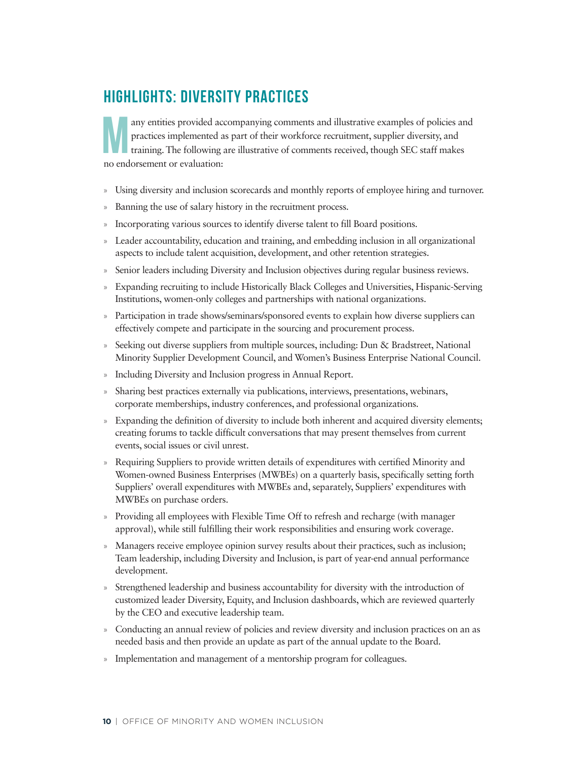## HIGHLIGHTS: DIVERSITY PRACTICES

Many entities provided accompanying comments and illustrative examples of policies and practices implemented as part of their workforce recruitment, supplier diversity, and training. The following are illustrative of comments received, though SEC staff makes no endorsement or evaluation:

- Using diversity and inclusion scorecards and monthly reports of employee hiring and turnover.
- Banning the use of salary history in the recruitment process.
- Incorporating various sources to identify diverse talent to fill Board positions.
- Leader accountability, education and training, and embedding inclusion in all organizational aspects to include talent acquisition, development, and other retention strategies.
- Senior leaders including Diversity and Inclusion objectives during regular business reviews.
- Expanding recruiting to include Historically Black Colleges and Universities, Hispanic-Serving Institutions, women-only colleges and partnerships with national organizations.
- Participation in trade shows/seminars/sponsored events to explain how diverse suppliers can effectively compete and participate in the sourcing and procurement process.
- Seeking out diverse suppliers from multiple sources, including: Dun & Bradstreet, National Minority Supplier Development Council, and Women's Business Enterprise National Council.
- Including Diversity and Inclusion progress in Annual Report.
- Sharing best practices externally via publications, interviews, presentations, webinars, corporate memberships, industry conferences, and professional organizations.
- Expanding the definition of diversity to include both inherent and acquired diversity elements; creating forums to tackle difficult conversations that may present themselves from current events, social issues or civil unrest.
- Requiring Suppliers to provide written details of expenditures with certified Minority and Women-owned Business Enterprises (MWBEs) on a quarterly basis, specifically setting forth Suppliers' overall expenditures with MWBEs and, separately, Suppliers' expenditures with MWBEs on purchase orders.
- Providing all employees with Flexible Time Off to refresh and recharge (with manager approval), while still fulfilling their work responsibilities and ensuring work coverage.
- Managers receive employee opinion survey results about their practices, such as inclusion; Team leadership, including Diversity and Inclusion, is part of year-end annual performance development.
- Strengthened leadership and business accountability for diversity with the introduction of customized leader Diversity, Equity, and Inclusion dashboards, which are reviewed quarterly by the CEO and executive leadership team.
- Conducting an annual review of policies and review diversity and inclusion practices on an as needed basis and then provide an update as part of the annual update to the Board.
- Implementation and management of a mentorship program for colleagues.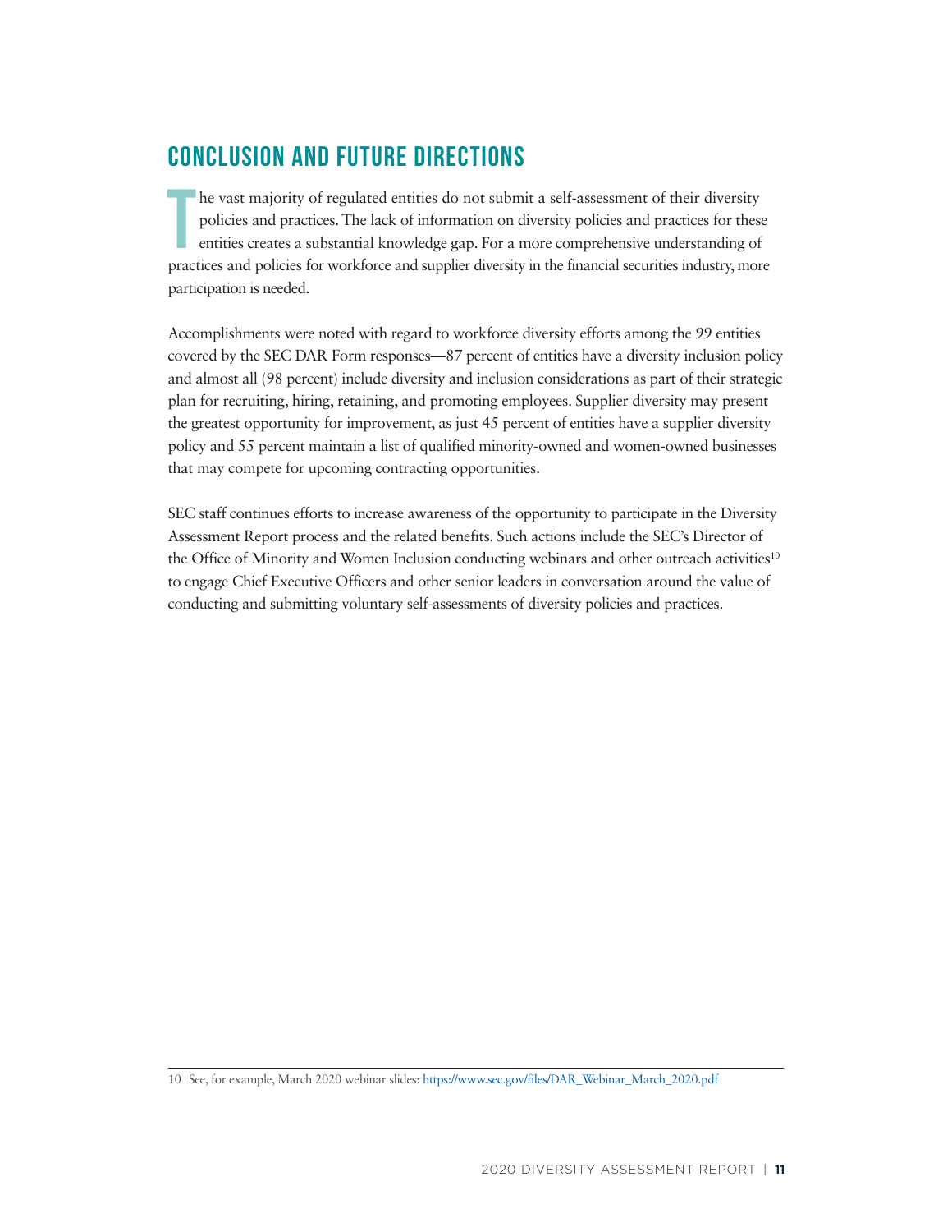## CONCLUSION AND FUTURE DIRECTIONS

The vast majority of regulated entities do not submit a self-assessment of their diversity policies and practices. The lack of information on diversity policies and practices for these entities creates a substantial knowledge gap. For a more comprehensive understanding of practices and policies for workforce and supplier diversity in the financial securities industry, more participation is needed.

Accomplishments were noted with regard to workforce diversity efforts among the 99 entities covered by the SEC DAR Form responses—87 percent of entities have a diversity inclusion policy and almost all (98 percent) include diversity and inclusion considerations as part of their strategic plan for recruiting, hiring, retaining, and promoting employees. Supplier diversity may present the greatest opportunity for improvement, as just 45 percent of entities have a supplier diversity policy and 55 percent maintain a list of qualified minority-owned and women-owned businesses that may compete for upcoming contracting opportunities.

SEC staff continues efforts to increase awareness of the opportunity to participate in the Diversity Assessment Report process and the related benefits. Such actions include the SEC's Director of the Office of Minority and Women Inclusion conducting webinars and other outreach activities[10] to engage Chief Executive Officers and other senior leaders in conversation around the value of conducting and submitting voluntary self-assessments of diversity policies and practices.

---

10 See, for example, March 2020 webinar slides: https://www.sec.gov/files/DAR_Webinar_March_2020.pdf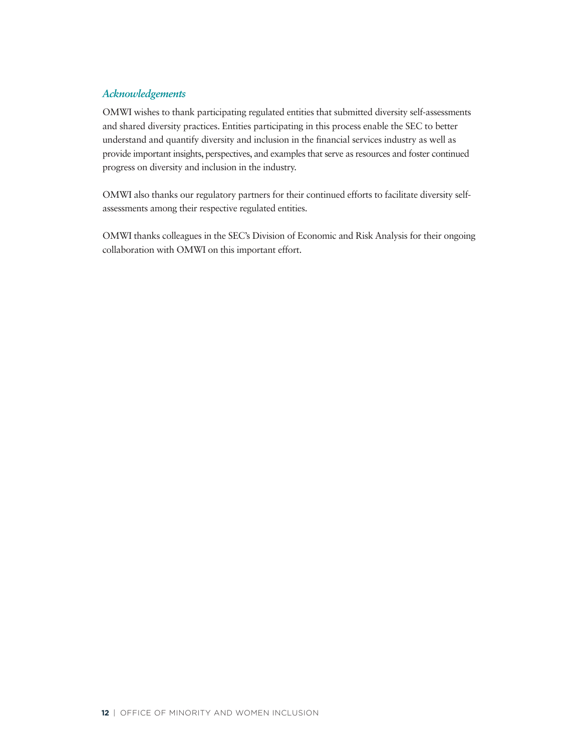### *Acknowledgements*

OMWI wishes to thank participating regulated entities that submitted diversity self-assessments and shared diversity practices. Entities participating in this process enable the SEC to better understand and quantify diversity and inclusion in the financial services industry as well as provide important insights, perspectives, and examples that serve as resources and foster continued progress on diversity and inclusion in the industry.

OMWI also thanks our regulatory partners for their continued efforts to facilitate diversity self-assessments among their respective regulated entities.

OMWI thanks colleagues in the SEC's Division of Economic and Risk Analysis for their ongoing collaboration with OMWI on this important effort.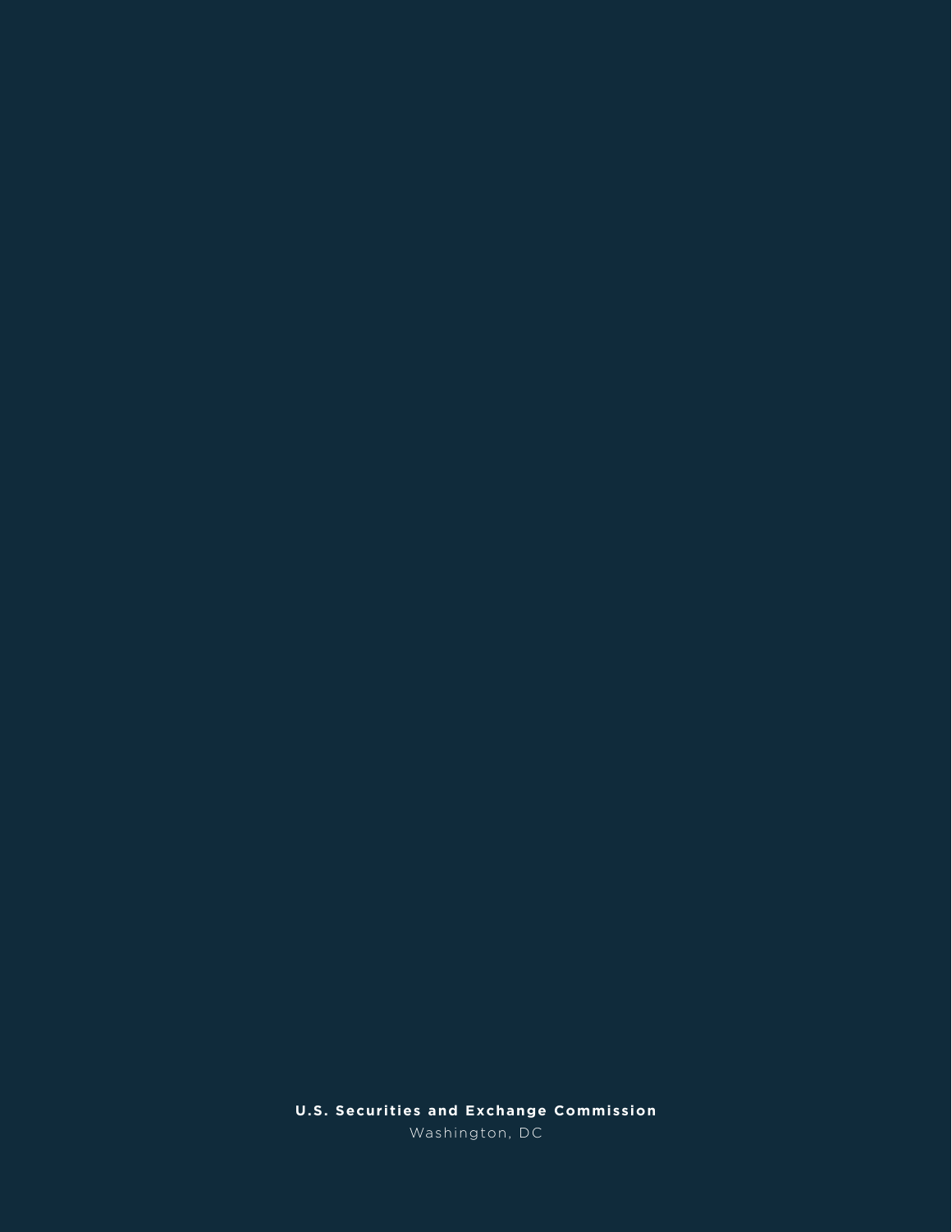**U.S. Securities and Exchange Commission**

Washington, DC